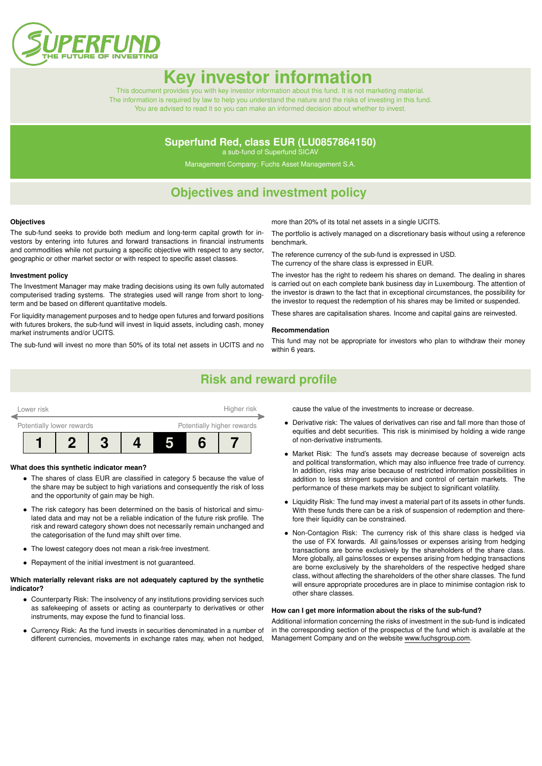SUPERFUND
THE FUTURE OF INVESTING

# Key investor information

This document provides you with key investor information about this fund. It is not marketing material.
The information is required by law to help you understand the nature and the risks of investing in this fund.
You are advised to read it so you can make an informed decision about whether to invest.

**Superfund Red, class EUR (LU0857864150)**
a sub-fund of Superfund SICAV

Management Company: Fuchs Asset Management S.A.

## Objectives and investment policy

### Objectives

The sub-fund seeks to provide both medium and long-term capital growth for investors by entering into futures and forward transactions in financial instruments and commodities while not pursuing a specific objective with respect to any sector, geographic or other market sector or with respect to specific asset classes.

### Investment policy

The Investment Manager may make trading decisions using its own fully automated computerised trading systems. The strategies used will range from short to long-term and be based on different quantitative models.

For liquidity management purposes and to hedge open futures and forward positions with futures brokers, the sub-fund will invest in liquid assets, including cash, money market instruments and/or UCITS.

The sub-fund will invest no more than 50% of its total net assets in UCITS and no more than 20% of its total net assets in a single UCITS.

The portfolio is actively managed on a discretionary basis without using a reference benchmark.

The reference currency of the sub-fund is expressed in USD.
The currency of the share class is expressed in EUR.

The investor has the right to redeem his shares on demand. The dealing in shares is carried out on each complete bank business day in Luxembourg. The attention of the investor is drawn to the fact that in exceptional circumstances, the possibility for the investor to request the redemption of his shares may be limited or suspended.

These shares are capitalisation shares. Income and capital gains are reinvested.

### Recommendation

This fund may not be appropriate for investors who plan to withdraw their money within 6 years.

## Risk and reward profile

Lower risk ← → Higher risk

Potentially lower rewards — Potentially higher rewards

| 1 | 2 | 3 | 4 | **5** | 6 | 7 |
|---|---|---|---|---|---|---|

### What does this synthetic indicator mean?

- The shares of class EUR are classified in category 5 because the value of the share may be subject to high variations and consequently the risk of loss and the opportunity of gain may be high.
- The risk category has been determined on the basis of historical and simulated data and may not be a reliable indication of the future risk profile. The risk and reward category shown does not necessarily remain unchanged and the categorisation of the fund may shift over time.
- The lowest category does not mean a risk-free investment.
- Repayment of the initial investment is not guaranteed.

### Which materially relevant risks are not adequately captured by the synthetic indicator?

- Counterparty Risk: The insolvency of any institutions providing services such as safekeeping of assets or acting as counterparty to derivatives or other instruments, may expose the fund to financial loss.
- Currency Risk: As the fund invests in securities denominated in a number of different currencies, movements in exchange rates may, when not hedged, cause the value of the investments to increase or decrease.
- Derivative risk: The values of derivatives can rise and fall more than those of equities and debt securities. This risk is minimised by holding a wide range of non-derivative instruments.
- Market Risk: The fund's assets may decrease because of sovereign acts and political transformation, which may also influence free trade of currency. In addition, risks may arise because of restricted information possibilities in addition to less stringent supervision and control of certain markets. The performance of these markets may be subject to significant volatility.
- Liquidity Risk: The fund may invest a material part of its assets in other funds. With these funds there can be a risk of suspension of redemption and therefore their liquidity can be constrained.
- Non-Contagion Risk: The currency risk of this share class is hedged via the use of FX forwards. All gains/losses or expenses arising from hedging transactions are borne exclusively by the shareholders of the share class. More globally, all gains/losses or expenses arising from hedging transactions are borne exclusively by the shareholders of the respective hedged share class, without affecting the shareholders of the other share classes. The fund will ensure appropriate procedures are in place to minimise contagion risk to other share classes.

### How can I get more information about the risks of the sub-fund?

Additional information concerning the risks of investment in the sub-fund is indicated in the corresponding section of the prospectus of the fund which is available at the Management Company and on the website www.fuchsgroup.com.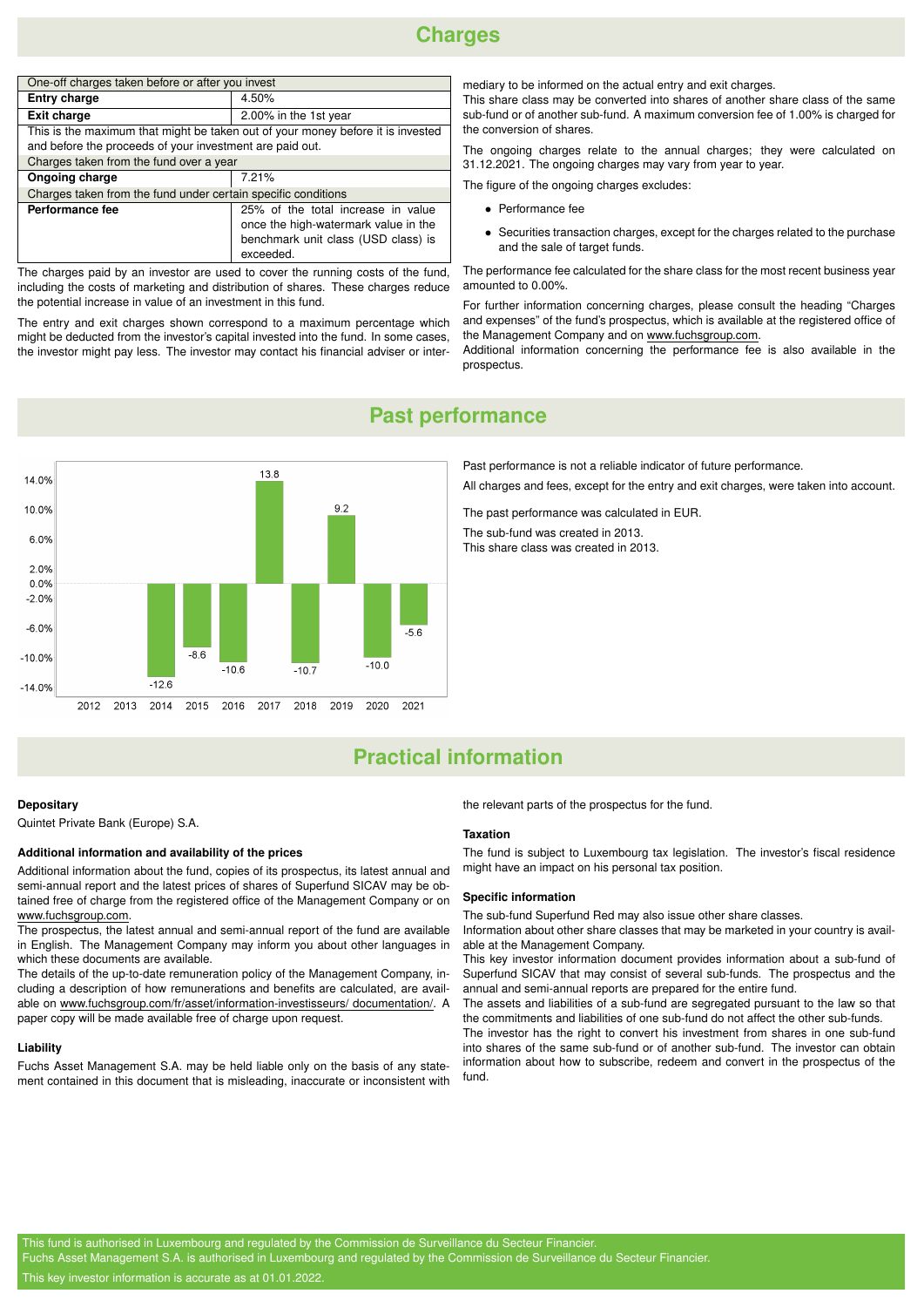## Charges

| | |
|---|---|
| One-off charges taken before or after you invest | |
| **Entry charge** | 4.50% |
| **Exit charge** | 2.00% in the 1st year |
| This is the maximum that might be taken out of your money before it is invested and before the proceeds of your investment are paid out. | |
| Charges taken from the fund over a year | |
| **Ongoing charge** | 7.21% |
| Charges taken from the fund under certain specific conditions | |
| **Performance fee** | 25% of the total increase in value once the high-watermark value in the benchmark unit class (USD class) is exceeded. |

The charges paid by an investor are used to cover the running costs of the fund, including the costs of marketing and distribution of shares. These charges reduce the potential increase in value of an investment in this fund.

The entry and exit charges shown correspond to a maximum percentage which might be deducted from the investor's capital invested into the fund. In some cases, the investor might pay less. The investor may contact his financial adviser or intermediary to be informed on the actual entry and exit charges.

This share class may be converted into shares of another share class of the same sub-fund or of another sub-fund. A maximum conversion fee of 1.00% is charged for the conversion of shares.

The ongoing charges relate to the annual charges; they were calculated on 31.12.2021. The ongoing charges may vary from year to year.

The figure of the ongoing charges excludes:

- Performance fee
- Securities transaction charges, except for the charges related to the purchase and the sale of target funds.

The performance fee calculated for the share class for the most recent business year amounted to 0.00%.

For further information concerning charges, please consult the heading "Charges and expenses" of the fund's prospectus, which is available at the registered office of the Management Company and on www.fuchsgroup.com.

Additional information concerning the performance fee is also available in the prospectus.

## Past performance

14.0%
10.0%
6.0%
2.0%
0.0%
-2.0%
-6.0%
-10.0%
-14.0%

-12.6
-8.6
-10.6
13.8
-10.7
9.2
-10.0
-5.6

2012 2013 2014 2015 2016 2017 2018 2019 2020 2021

Past performance is not a reliable indicator of future performance.

All charges and fees, except for the entry and exit charges, were taken into account.

The past performance was calculated in EUR.

The sub-fund was created in 2013.
This share class was created in 2013.

## Practical information

### Depositary

Quintet Private Bank (Europe) S.A.

### Additional information and availability of the prices

Additional information about the fund, copies of its prospectus, its latest annual and semi-annual report and the latest prices of shares of Superfund SICAV may be obtained free of charge from the registered office of the Management Company or on www.fuchsgroup.com.

The prospectus, the latest annual and semi-annual report of the fund are available in English. The Management Company may inform you about other languages in which these documents are available.

The details of the up-to-date remuneration policy of the Management Company, including a description of how remunerations and benefits are calculated, are available on www.fuchsgroup.com/fr/asset/information-investisseurs/ documentation/. A paper copy will be made available free of charge upon request.

### Liability

Fuchs Asset Management S.A. may be held liable only on the basis of any statement contained in this document that is misleading, inaccurate or inconsistent with the relevant parts of the prospectus for the fund.

### Taxation

The fund is subject to Luxembourg tax legislation. The investor's fiscal residence might have an impact on his personal tax position.

### Specific information

The sub-fund Superfund Red may also issue other share classes.

Information about other share classes that may be marketed in your country is available at the Management Company.

This key investor information document provides information about a sub-fund of Superfund SICAV that may consist of several sub-funds. The prospectus and the annual and semi-annual reports are prepared for the entire fund.

The assets and liabilities of a sub-fund are segregated pursuant to the law so that the commitments and liabilities of one sub-fund do not affect the other sub-funds.

The investor has the right to convert his investment from shares in one sub-fund into shares of the same sub-fund or of another sub-fund. The investor can obtain information about how to subscribe, redeem and convert in the prospectus of the fund.

This fund is authorised in Luxembourg and regulated by the Commission de Surveillance du Secteur Financier.
Fuchs Asset Management S.A. is authorised in Luxembourg and regulated by the Commission de Surveillance du Secteur Financier.

This key investor information is accurate as at 01.01.2022.